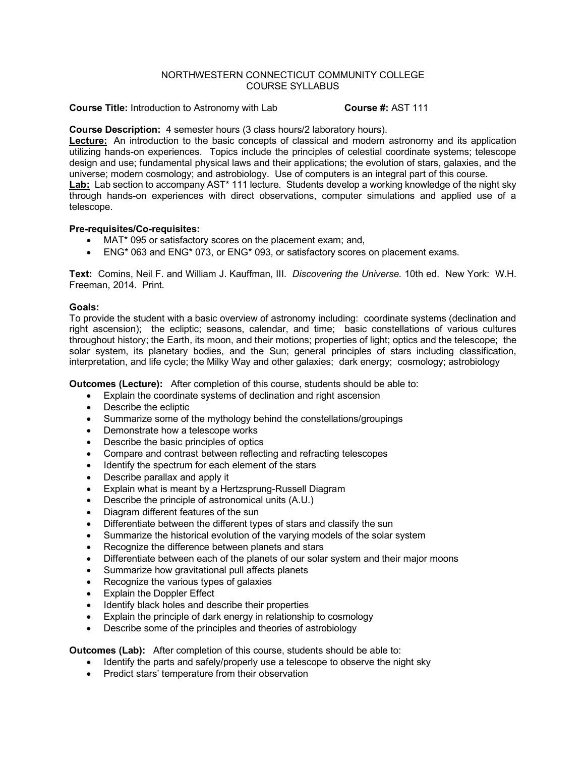NORTHWESTERN CONNECTICUT COMMUNITY COLLEGE
COURSE SYLLABUS

**Course Title:** Introduction to Astronomy with Lab **Course #:** AST 111

**Course Description:** 4 semester hours (3 class hours/2 laboratory hours).
**Lecture:** An introduction to the basic concepts of classical and modern astronomy and its application utilizing hands-on experiences. Topics include the principles of celestial coordinate systems; telescope design and use; fundamental physical laws and their applications; the evolution of stars, galaxies, and the universe; modern cosmology; and astrobiology. Use of computers is an integral part of this course.
**Lab:** Lab section to accompany AST* 111 lecture. Students develop a working knowledge of the night sky through hands-on experiences with direct observations, computer simulations and applied use of a telescope.

**Pre-requisites/Co-requisites:**

- MAT* 095 or satisfactory scores on the placement exam; and,
- ENG* 063 and ENG* 073, or ENG* 093, or satisfactory scores on placement exams.

**Text:** Comins, Neil F. and William J. Kauffman, III. *Discovering the Universe.* 10th ed. New York: W.H. Freeman, 2014. Print.

**Goals:**
To provide the student with a basic overview of astronomy including: coordinate systems (declination and right ascension); the ecliptic; seasons, calendar, and time; basic constellations of various cultures throughout history; the Earth, its moon, and their motions; properties of light; optics and the telescope; the solar system, its planetary bodies, and the Sun; general principles of stars including classification, interpretation, and life cycle; the Milky Way and other galaxies; dark energy; cosmology; astrobiology

**Outcomes (Lecture):** After completion of this course, students should be able to:

- Explain the coordinate systems of declination and right ascension
- Describe the ecliptic
- Summarize some of the mythology behind the constellations/groupings
- Demonstrate how a telescope works
- Describe the basic principles of optics
- Compare and contrast between reflecting and refracting telescopes
- Identify the spectrum for each element of the stars
- Describe parallax and apply it
- Explain what is meant by a Hertzsprung-Russell Diagram
- Describe the principle of astronomical units (A.U.)
- Diagram different features of the sun
- Differentiate between the different types of stars and classify the sun
- Summarize the historical evolution of the varying models of the solar system
- Recognize the difference between planets and stars
- Differentiate between each of the planets of our solar system and their major moons
- Summarize how gravitational pull affects planets
- Recognize the various types of galaxies
- Explain the Doppler Effect
- Identify black holes and describe their properties
- Explain the principle of dark energy in relationship to cosmology
- Describe some of the principles and theories of astrobiology

**Outcomes (Lab):** After completion of this course, students should be able to:

- Identify the parts and safely/properly use a telescope to observe the night sky
- Predict stars' temperature from their observation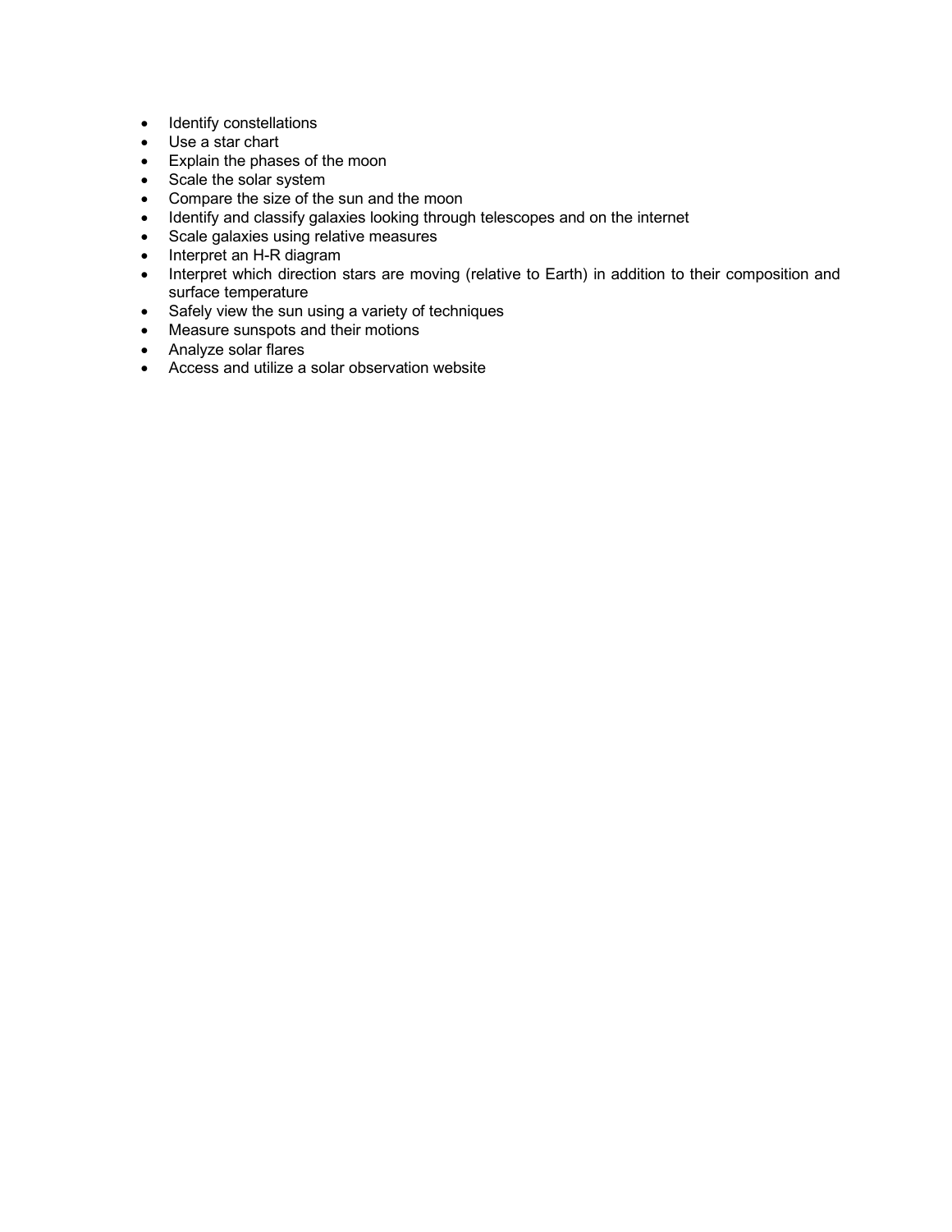- Identify constellations
- Use a star chart
- Explain the phases of the moon
- Scale the solar system
- Compare the size of the sun and the moon
- Identify and classify galaxies looking through telescopes and on the internet
- Scale galaxies using relative measures
- Interpret an H-R diagram
- Interpret which direction stars are moving (relative to Earth) in addition to their composition and surface temperature
- Safely view the sun using a variety of techniques
- Measure sunspots and their motions
- Analyze solar flares
- Access and utilize a solar observation website